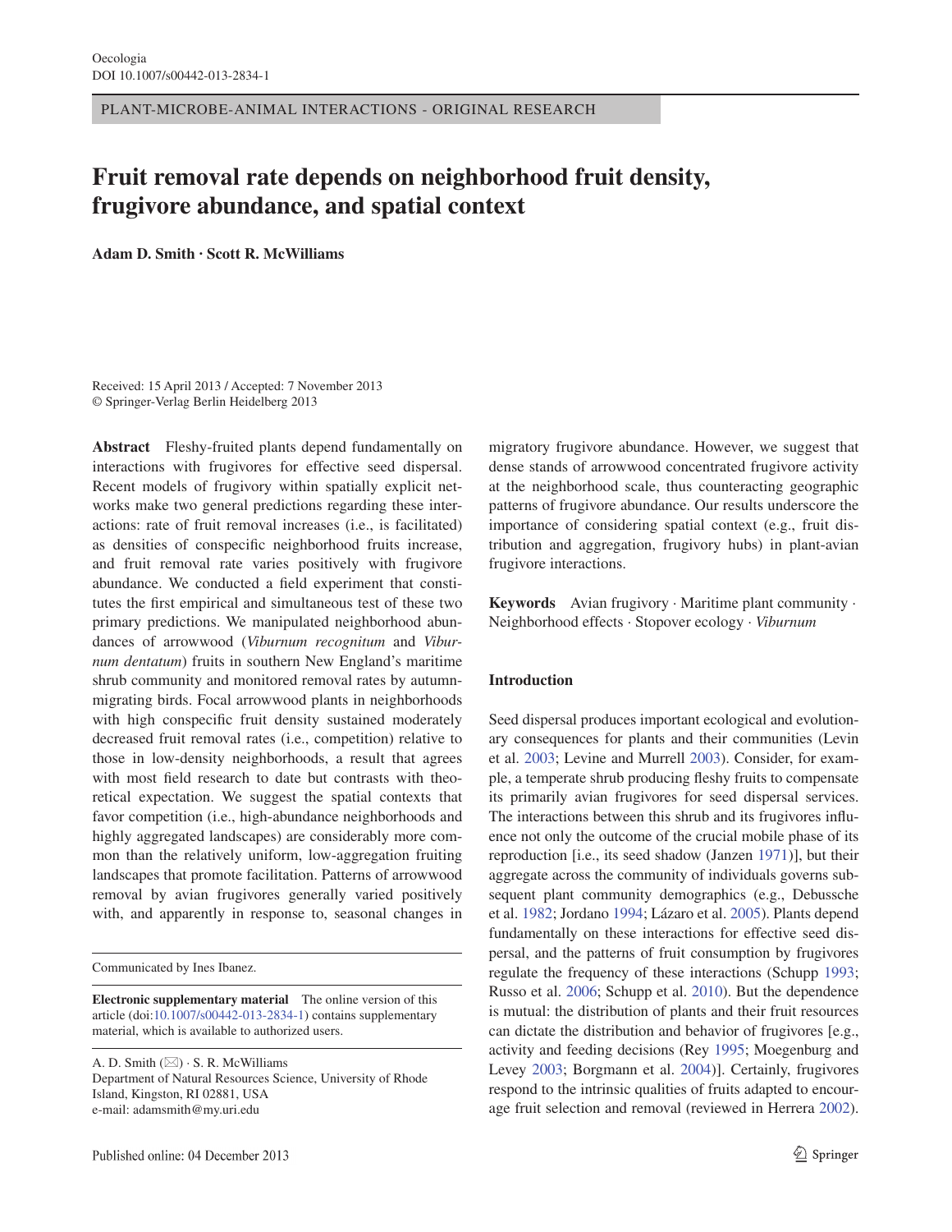Oecologia
DOI 10.1007/s00442-013-2834-1

PLANT-MICROBE-ANIMAL INTERACTIONS - ORIGINAL RESEARCH

# Fruit removal rate depends on neighborhood fruit density, frugivore abundance, and spatial context

**Adam D. Smith · Scott R. McWilliams**

Received: 15 April 2013 / Accepted: 7 November 2013
© Springer-Verlag Berlin Heidelberg 2013

**Abstract** Fleshy-fruited plants depend fundamentally on interactions with frugivores for effective seed dispersal. Recent models of frugivory within spatially explicit networks make two general predictions regarding these interactions: rate of fruit removal increases (i.e., is facilitated) as densities of conspecific neighborhood fruits increase, and fruit removal rate varies positively with frugivore abundance. We conducted a field experiment that constitutes the first empirical and simultaneous test of these two primary predictions. We manipulated neighborhood abundances of arrowwood (*Viburnum recognitum* and *Viburnum dentatum*) fruits in southern New England's maritime shrub community and monitored removal rates by autumn-migrating birds. Focal arrowwood plants in neighborhoods with high conspecific fruit density sustained moderately decreased fruit removal rates (i.e., competition) relative to those in low-density neighborhoods, a result that agrees with most field research to date but contrasts with theoretical expectation. We suggest the spatial contexts that favor competition (i.e., high-abundance neighborhoods and highly aggregated landscapes) are considerably more common than the relatively uniform, low-aggregation fruiting landscapes that promote facilitation. Patterns of arrowwood removal by avian frugivores generally varied positively with, and apparently in response to, seasonal changes in migratory frugivore abundance. However, we suggest that dense stands of arrowwood concentrated frugivore activity at the neighborhood scale, thus counteracting geographic patterns of frugivore abundance. Our results underscore the importance of considering spatial context (e.g., fruit distribution and aggregation, frugivory hubs) in plant-avian frugivore interactions.

**Keywords** Avian frugivory · Maritime plant community · Neighborhood effects · Stopover ecology · *Viburnum*

Communicated by Ines Ibanez.

**Electronic supplementary material** The online version of this article (doi:10.1007/s00442-013-2834-1) contains supplementary material, which is available to authorized users.

A. D. Smith (✉) · S. R. McWilliams
Department of Natural Resources Science, University of Rhode Island, Kingston, RI 02881, USA
e-mail: adamsmith@my.uri.edu

## Introduction

Seed dispersal produces important ecological and evolutionary consequences for plants and their communities (Levin et al. 2003; Levine and Murrell 2003). Consider, for example, a temperate shrub producing fleshy fruits to compensate its primarily avian frugivores for seed dispersal services. The interactions between this shrub and its frugivores influence not only the outcome of the crucial mobile phase of its reproduction [i.e., its seed shadow (Janzen 1971)], but their aggregate across the community of individuals governs subsequent plant community demographics (e.g., Debussche et al. 1982; Jordano 1994; Lázaro et al. 2005). Plants depend fundamentally on these interactions for effective seed dispersal, and the patterns of fruit consumption by frugivores regulate the frequency of these interactions (Schupp 1993; Russo et al. 2006; Schupp et al. 2010). But the dependence is mutual: the distribution of plants and their fruit resources can dictate the distribution and behavior of frugivores [e.g., activity and feeding decisions (Rey 1995; Moegenburg and Levey 2003; Borgmann et al. 2004)]. Certainly, frugivores respond to the intrinsic qualities of fruits adapted to encourage fruit selection and removal (reviewed in Herrera 2002).

Published online: 04 December 2013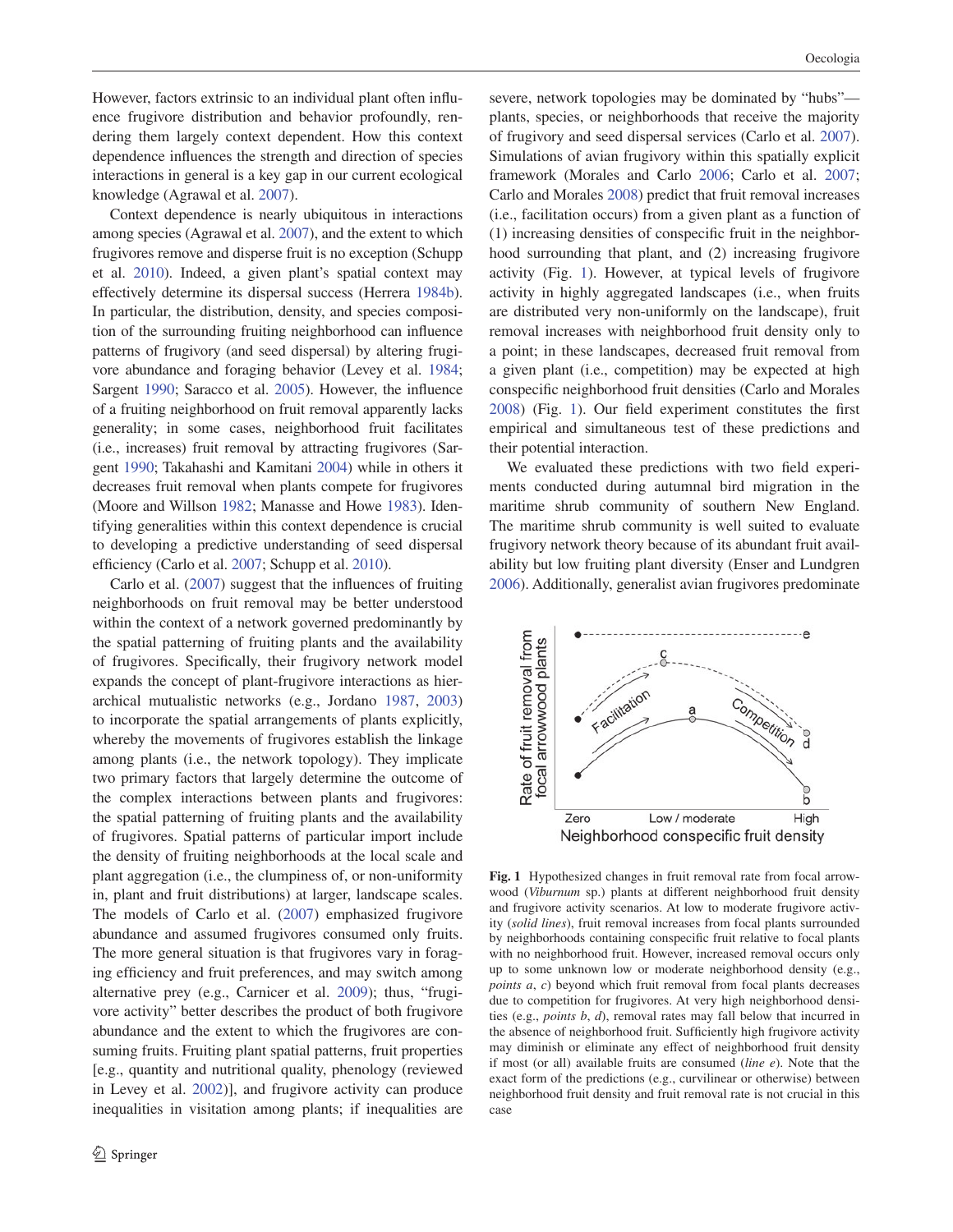However, factors extrinsic to an individual plant often influence frugivore distribution and behavior profoundly, rendering them largely context dependent. How this context dependence influences the strength and direction of species interactions in general is a key gap in our current ecological knowledge (Agrawal et al. 2007).

Context dependence is nearly ubiquitous in interactions among species (Agrawal et al. 2007), and the extent to which frugivores remove and disperse fruit is no exception (Schupp et al. 2010). Indeed, a given plant's spatial context may effectively determine its dispersal success (Herrera 1984b). In particular, the distribution, density, and species composition of the surrounding fruiting neighborhood can influence patterns of frugivory (and seed dispersal) by altering frugivore abundance and foraging behavior (Levey et al. 1984; Sargent 1990; Saracco et al. 2005). However, the influence of a fruiting neighborhood on fruit removal apparently lacks generality; in some cases, neighborhood fruit facilitates (i.e., increases) fruit removal by attracting frugivores (Sargent 1990; Takahashi and Kamitani 2004) while in others it decreases fruit removal when plants compete for frugivores (Moore and Willson 1982; Manasse and Howe 1983). Identifying generalities within this context dependence is crucial to developing a predictive understanding of seed dispersal efficiency (Carlo et al. 2007; Schupp et al. 2010).

Carlo et al. (2007) suggest that the influences of fruiting neighborhoods on fruit removal may be better understood within the context of a network governed predominantly by the spatial patterning of fruiting plants and the availability of frugivores. Specifically, their frugivory network model expands the concept of plant-frugivore interactions as hierarchical mutualistic networks (e.g., Jordano 1987, 2003) to incorporate the spatial arrangements of plants explicitly, whereby the movements of frugivores establish the linkage among plants (i.e., the network topology). They implicate two primary factors that largely determine the outcome of the complex interactions between plants and frugivores: the spatial patterning of fruiting plants and the availability of frugivores. Spatial patterns of particular import include the density of fruiting neighborhoods at the local scale and plant aggregation (i.e., the clumpiness of, or non-uniformity in, plant and fruit distributions) at larger, landscape scales. The models of Carlo et al. (2007) emphasized frugivore abundance and assumed frugivores consumed only fruits. The more general situation is that frugivores vary in foraging efficiency and fruit preferences, and may switch among alternative prey (e.g., Carnicer et al. 2009); thus, "frugivore activity" better describes the product of both frugivore abundance and the extent to which the frugivores are consuming fruits. Fruiting plant spatial patterns, fruit properties [e.g., quantity and nutritional quality, phenology (reviewed in Levey et al. 2002)], and frugivore activity can produce inequalities in visitation among plants; if inequalities are severe, network topologies may be dominated by "hubs"—plants, species, or neighborhoods that receive the majority of frugivory and seed dispersal services (Carlo et al. 2007). Simulations of avian frugivory within this spatially explicit framework (Morales and Carlo 2006; Carlo et al. 2007; Carlo and Morales 2008) predict that fruit removal increases (i.e., facilitation occurs) from a given plant as a function of (1) increasing densities of conspecific fruit in the neighborhood surrounding that plant, and (2) increasing frugivore activity (Fig. 1). However, at typical levels of frugivore activity in highly aggregated landscapes (i.e., when fruits are distributed very non-uniformly on the landscape), fruit removal increases with neighborhood fruit density only to a point; in these landscapes, decreased fruit removal from a given plant (i.e., competition) may be expected at high conspecific neighborhood fruit densities (Carlo and Morales 2008) (Fig. 1). Our field experiment constitutes the first empirical and simultaneous test of these predictions and their potential interaction.

We evaluated these predictions with two field experiments conducted during autumnal bird migration in the maritime shrub community of southern New England. The maritime shrub community is well suited to evaluate frugivory network theory because of its abundant fruit availability but low fruiting plant diversity (Enser and Lundgren 2006). Additionally, generalist avian frugivores predominate

**Fig. 1** Hypothesized changes in fruit removal rate from focal arrowwood (*Viburnum* sp.) plants at different neighborhood fruit density and frugivore activity scenarios. At low to moderate frugivore activity (*solid lines*), fruit removal increases from focal plants surrounded by neighborhoods containing conspecific fruit relative to focal plants with no neighborhood fruit. However, increased removal occurs only up to some unknown low or moderate neighborhood density (e.g., *points a*, *c*) beyond which fruit removal from focal plants decreases due to competition for frugivores. At very high neighborhood densities (e.g., *points b*, *d*), removal rates may fall below that incurred in the absence of neighborhood fruit. Sufficiently high frugivore activity may diminish or eliminate any effect of neighborhood fruit density if most (or all) available fruits are consumed (*line e*). Note that the exact form of the predictions (e.g., curvilinear or otherwise) between neighborhood fruit density and fruit removal rate is not crucial in this case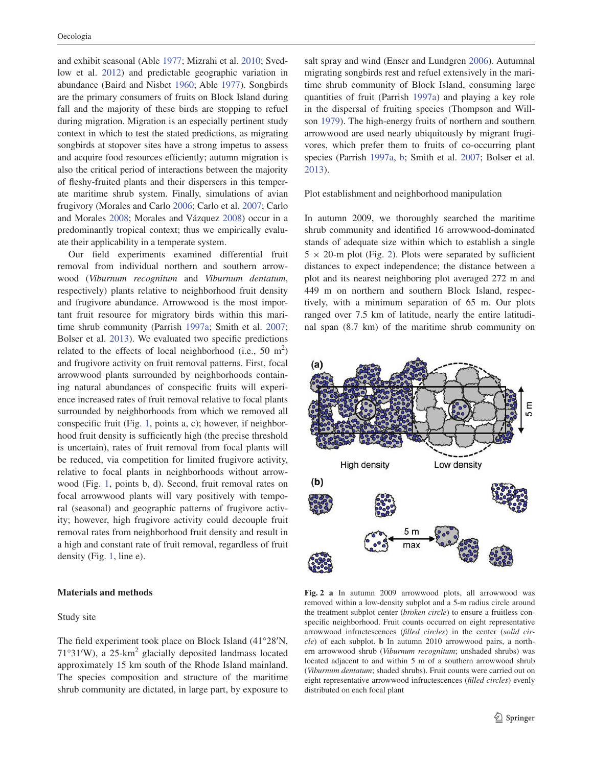and exhibit seasonal (Able 1977; Mizrahi et al. 2010; Svedlow et al. 2012) and predictable geographic variation in abundance (Baird and Nisbet 1960; Able 1977). Songbirds are the primary consumers of fruits on Block Island during fall and the majority of these birds are stopping to refuel during migration. Migration is an especially pertinent study context in which to test the stated predictions, as migrating songbirds at stopover sites have a strong impetus to assess and acquire food resources efficiently; autumn migration is also the critical period of interactions between the majority of fleshy-fruited plants and their dispersers in this temperate maritime shrub system. Finally, simulations of avian frugivory (Morales and Carlo 2006; Carlo et al. 2007; Carlo and Morales 2008; Morales and Vázquez 2008) occur in a predominantly tropical context; thus we empirically evaluate their applicability in a temperate system.

Our field experiments examined differential fruit removal from individual northern and southern arrowwood (*Viburnum recognitum* and *Viburnum dentatum*, respectively) plants relative to neighborhood fruit density and frugivore abundance. Arrowwood is the most important fruit resource for migratory birds within this maritime shrub community (Parrish 1997a; Smith et al. 2007; Bolser et al. 2013). We evaluated two specific predictions related to the effects of local neighborhood (i.e., 50 m$^2$) and frugivore activity on fruit removal patterns. First, focal arrowwood plants surrounded by neighborhoods containing natural abundances of conspecific fruits will experience increased rates of fruit removal relative to focal plants surrounded by neighborhoods from which we removed all conspecific fruit (Fig. 1, points a, c); however, if neighborhood fruit density is sufficiently high (the precise threshold is uncertain), rates of fruit removal from focal plants will be reduced, via competition for limited frugivore activity, relative to focal plants in neighborhoods without arrowwood (Fig. 1, points b, d). Second, fruit removal rates on focal arrowwood plants will vary positively with temporal (seasonal) and geographic patterns of frugivore activity; however, high frugivore activity could decouple fruit removal rates from neighborhood fruit density and result in a high and constant rate of fruit removal, regardless of fruit density (Fig. 1, line e).

## Materials and methods

### Study site

The field experiment took place on Block Island (41°28′N, 71°31′W), a 25-km$^2$ glacially deposited landmass located approximately 15 km south of the Rhode Island mainland. The species composition and structure of the maritime shrub community are dictated, in large part, by exposure to salt spray and wind (Enser and Lundgren 2006). Autumnal migrating songbirds rest and refuel extensively in the maritime shrub community of Block Island, consuming large quantities of fruit (Parrish 1997a) and playing a key role in the dispersal of fruiting species (Thompson and Willson 1979). The high-energy fruits of northern and southern arrowwood are used nearly ubiquitously by migrant frugivores, which prefer them to fruits of co-occurring plant species (Parrish 1997a, b; Smith et al. 2007; Bolser et al. 2013).

### Plot establishment and neighborhood manipulation

In autumn 2009, we thoroughly searched the maritime shrub community and identified 16 arrowwood-dominated stands of adequate size within which to establish a single $5 \times 20$-m plot (Fig. 2). Plots were separated by sufficient distances to expect independence; the distance between a plot and its nearest neighboring plot averaged 272 m and 449 m on northern and southern Block Island, respectively, with a minimum separation of 65 m. Our plots ranged over 7.5 km of latitude, nearly the entire latitudinal span (8.7 km) of the maritime shrub community on

**Fig. 2** **a** In autumn 2009 arrowwood plots, all arrowwood was removed within a low-density subplot and a 5-m radius circle around the treatment subplot center (*broken circle*) to ensure a fruitless conspecific neighborhood. Fruit counts occurred on eight representative arrowwood infructescences (*filled circles*) in the center (*solid circle*) of each subplot. **b** In autumn 2010 arrowwood pairs, a northern arrowwood shrub (*Viburnum recognitum*; unshaded shrubs) was located adjacent to and within 5 m of a southern arrowwood shrub (*Viburnum dentatum*; shaded shrubs). Fruit counts were carried out on eight representative arrowwood infructescences (*filled circles*) evenly distributed on each focal plant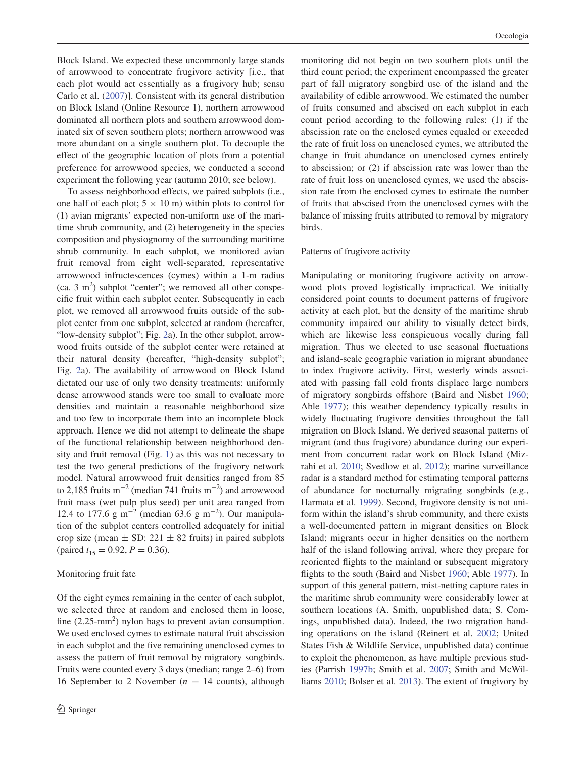Block Island. We expected these uncommonly large stands of arrowwood to concentrate frugivore activity [i.e., that each plot would act essentially as a frugivory hub; sensu Carlo et al. (2007)]. Consistent with its general distribution on Block Island (Online Resource 1), northern arrowwood dominated all northern plots and southern arrowwood dominated six of seven southern plots; northern arrowwood was more abundant on a single southern plot. To decouple the effect of the geographic location of plots from a potential preference for arrowwood species, we conducted a second experiment the following year (autumn 2010; see below).

To assess neighborhood effects, we paired subplots (i.e., one half of each plot; 5 × 10 m) within plots to control for (1) avian migrants' expected non-uniform use of the maritime shrub community, and (2) heterogeneity in the species composition and physiognomy of the surrounding maritime shrub community. In each subplot, we monitored avian fruit removal from eight well-separated, representative arrowwood infructescences (cymes) within a 1-m radius (ca. 3 $m^2$) subplot "center"; we removed all other conspecific fruit within each subplot center. Subsequently in each plot, we removed all arrowwood fruits outside of the subplot center from one subplot, selected at random (hereafter, "low-density subplot"; Fig. 2a). In the other subplot, arrowwood fruits outside of the subplot center were retained at their natural density (hereafter, "high-density subplot"; Fig. 2a). The availability of arrowwood on Block Island dictated our use of only two density treatments: uniformly dense arrowwood stands were too small to evaluate more densities and maintain a reasonable neighborhood size and too few to incorporate them into an incomplete block approach. Hence we did not attempt to delineate the shape of the functional relationship between neighborhood density and fruit removal (Fig. 1) as this was not necessary to test the two general predictions of the frugivory network model. Natural arrowwood fruit densities ranged from 85 to 2,185 fruits $m^{-2}$ (median 741 fruits $m^{-2}$) and arrowwood fruit mass (wet pulp plus seed) per unit area ranged from 12.4 to 177.6 g $m^{-2}$ (median 63.6 g $m^{-2}$). Our manipulation of the subplot centers controlled adequately for initial crop size (mean ± SD: 221 ± 82 fruits) in paired subplots (paired $t_{15} = 0.92$, $P = 0.36$).

### Monitoring fruit fate

Of the eight cymes remaining in the center of each subplot, we selected three at random and enclosed them in loose, fine (2.25-$mm^2$) nylon bags to prevent avian consumption. We used enclosed cymes to estimate natural fruit abscission in each subplot and the five remaining unenclosed cymes to assess the pattern of fruit removal by migratory songbirds. Fruits were counted every 3 days (median; range 2–6) from 16 September to 2 November ($n = 14$ counts), although monitoring did not begin on two southern plots until the third count period; the experiment encompassed the greater part of fall migratory songbird use of the island and the availability of edible arrowwood. We estimated the number of fruits consumed and abscised on each subplot in each count period according to the following rules: (1) if the abscission rate on the enclosed cymes equaled or exceeded the rate of fruit loss on unenclosed cymes, we attributed the change in fruit abundance on unenclosed cymes entirely to abscission; or (2) if abscission rate was lower than the rate of fruit loss on unenclosed cymes, we used the abscission rate from the enclosed cymes to estimate the number of fruits that abscised from the unenclosed cymes with the balance of missing fruits attributed to removal by migratory birds.

### Patterns of frugivore activity

Manipulating or monitoring frugivore activity on arrowwood plots proved logistically impractical. We initially considered point counts to document patterns of frugivore activity at each plot, but the density of the maritime shrub community impaired our ability to visually detect birds, which are likewise less conspicuous vocally during fall migration. Thus we elected to use seasonal fluctuations and island-scale geographic variation in migrant abundance to index frugivore activity. First, westerly winds associated with passing fall cold fronts displace large numbers of migratory songbirds offshore (Baird and Nisbet 1960; Able 1977); this weather dependency typically results in widely fluctuating frugivore densities throughout the fall migration on Block Island. We derived seasonal patterns of migrant (and thus frugivore) abundance during our experiment from concurrent radar work on Block Island (Mizrahi et al. 2010; Svedlow et al. 2012); marine surveillance radar is a standard method for estimating temporal patterns of abundance for nocturnally migrating songbirds (e.g., Harmata et al. 1999). Second, frugivore density is not uniform within the island's shrub community, and there exists a well-documented pattern in migrant densities on Block Island: migrants occur in higher densities on the northern half of the island following arrival, where they prepare for reoriented flights to the mainland or subsequent migratory flights to the south (Baird and Nisbet 1960; Able 1977). In support of this general pattern, mist-netting capture rates in the maritime shrub community were considerably lower at southern locations (A. Smith, unpublished data; S. Comings, unpublished data). Indeed, the two migration banding operations on the island (Reinert et al. 2002; United States Fish & Wildlife Service, unpublished data) continue to exploit the phenomenon, as have multiple previous studies (Parrish 1997b; Smith et al. 2007; Smith and McWilliams 2010; Bolser et al. 2013). The extent of frugivory by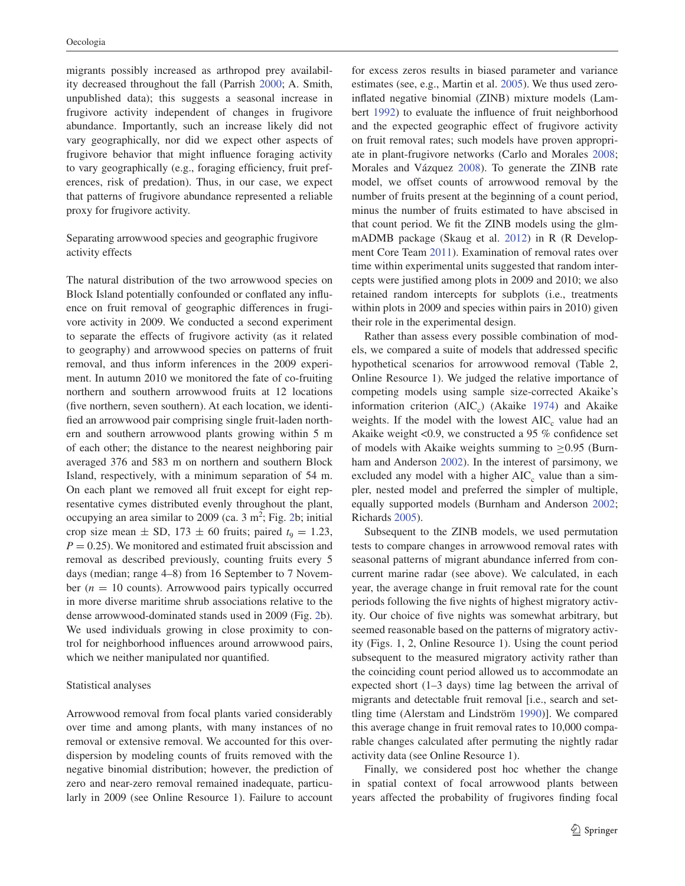migrants possibly increased as arthropod prey availability decreased throughout the fall (Parrish 2000; A. Smith, unpublished data); this suggests a seasonal increase in frugivore activity independent of changes in frugivore abundance. Importantly, such an increase likely did not vary geographically, nor did we expect other aspects of frugivore behavior that might influence foraging activity to vary geographically (e.g., foraging efficiency, fruit preferences, risk of predation). Thus, in our case, we expect that patterns of frugivore abundance represented a reliable proxy for frugivore activity.

### Separating arrowwood species and geographic frugivore activity effects

The natural distribution of the two arrowwood species on Block Island potentially confounded or conflated any influence on fruit removal of geographic differences in frugivore activity in 2009. We conducted a second experiment to separate the effects of frugivore activity (as it related to geography) and arrowwood species on patterns of fruit removal, and thus inform inferences in the 2009 experiment. In autumn 2010 we monitored the fate of co-fruiting northern and southern arrowwood fruits at 12 locations (five northern, seven southern). At each location, we identified an arrowwood pair comprising single fruit-laden northern and southern arrowwood plants growing within 5 m of each other; the distance to the nearest neighboring pair averaged 376 and 583 m on northern and southern Block Island, respectively, with a minimum separation of 54 m. On each plant we removed all fruit except for eight representative cymes distributed evenly throughout the plant, occupying an area similar to 2009 (ca. 3 $m^2$; Fig. 2b; initial crop size mean ± SD, 173 ± 60 fruits; paired $t_9 = 1.23$, $P = 0.25$). We monitored and estimated fruit abscission and removal as described previously, counting fruits every 5 days (median; range 4–8) from 16 September to 7 November ($n = 10$ counts). Arrowwood pairs typically occurred in more diverse maritime shrub associations relative to the dense arrowwood-dominated stands used in 2009 (Fig. 2b). We used individuals growing in close proximity to control for neighborhood influences around arrowwood pairs, which we neither manipulated nor quantified.

### Statistical analyses

Arrowwood removal from focal plants varied considerably over time and among plants, with many instances of no removal or extensive removal. We accounted for this overdispersion by modeling counts of fruits removed with the negative binomial distribution; however, the prediction of zero and near-zero removal remained inadequate, particularly in 2009 (see Online Resource 1). Failure to account for excess zeros results in biased parameter and variance estimates (see, e.g., Martin et al. 2005). We thus used zero-inflated negative binomial (ZINB) mixture models (Lambert 1992) to evaluate the influence of fruit neighborhood and the expected geographic effect of frugivore activity on fruit removal rates; such models have proven appropriate in plant-frugivore networks (Carlo and Morales 2008; Morales and Vázquez 2008). To generate the ZINB rate model, we offset counts of arrowwood removal by the number of fruits present at the beginning of a count period, minus the number of fruits estimated to have abscised in that count period. We fit the ZINB models using the glmmADMB package (Skaug et al. 2012) in R (R Development Core Team 2011). Examination of removal rates over time within experimental units suggested that random intercepts were justified among plots in 2009 and 2010; we also retained random intercepts for subplots (i.e., treatments within plots in 2009 and species within pairs in 2010) given their role in the experimental design.

Rather than assess every possible combination of models, we compared a suite of models that addressed specific hypothetical scenarios for arrowwood removal (Table 2, Online Resource 1). We judged the relative importance of competing models using sample size-corrected Akaike's information criterion ($AIC_c$) (Akaike 1974) and Akaike weights. If the model with the lowest $AIC_c$ value had an Akaike weight <0.9, we constructed a 95 % confidence set of models with Akaike weights summing to ≥0.95 (Burnham and Anderson 2002). In the interest of parsimony, we excluded any model with a higher $AIC_c$ value than a simpler, nested model and preferred the simpler of multiple, equally supported models (Burnham and Anderson 2002; Richards 2005).

Subsequent to the ZINB models, we used permutation tests to compare changes in arrowwood removal rates with seasonal patterns of migrant abundance inferred from concurrent marine radar (see above). We calculated, in each year, the average change in fruit removal rate for the count periods following the five nights of highest migratory activity. Our choice of five nights was somewhat arbitrary, but seemed reasonable based on the patterns of migratory activity (Figs. 1, 2, Online Resource 1). Using the count period subsequent to the measured migratory activity rather than the coinciding count period allowed us to accommodate an expected short (1–3 days) time lag between the arrival of migrants and detectable fruit removal [i.e., search and settling time (Alerstam and Lindström 1990)]. We compared this average change in fruit removal rates to 10,000 comparable changes calculated after permuting the nightly radar activity data (see Online Resource 1).

Finally, we considered post hoc whether the change in spatial context of focal arrowwood plants between years affected the probability of frugivores finding focal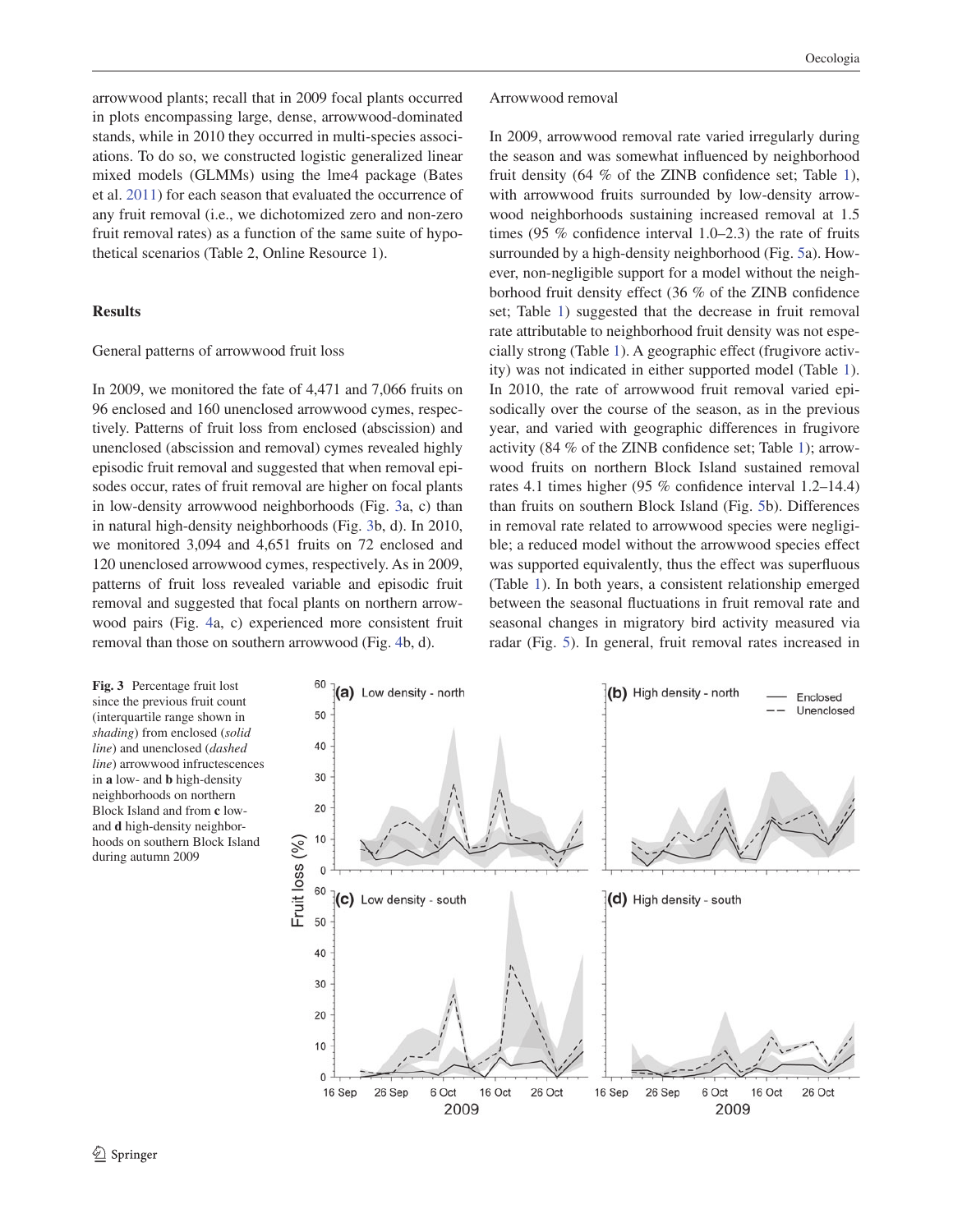arrowwood plants; recall that in 2009 focal plants occurred in plots encompassing large, dense, arrowwood-dominated stands, while in 2010 they occurred in multi-species associations. To do so, we constructed logistic generalized linear mixed models (GLMMs) using the lme4 package (Bates et al. 2011) for each season that evaluated the occurrence of any fruit removal (i.e., we dichotomized zero and non-zero fruit removal rates) as a function of the same suite of hypothetical scenarios (Table 2, Online Resource 1).

## Results

### General patterns of arrowwood fruit loss

In 2009, we monitored the fate of 4,471 and 7,066 fruits on 96 enclosed and 160 unenclosed arrowwood cymes, respectively. Patterns of fruit loss from enclosed (abscission) and unenclosed (abscission and removal) cymes revealed highly episodic fruit removal and suggested that when removal episodes occur, rates of fruit removal are higher on focal plants in low-density arrowwood neighborhoods (Fig. 3a, c) than in natural high-density neighborhoods (Fig. 3b, d). In 2010, we monitored 3,094 and 4,651 fruits on 72 enclosed and 120 unenclosed arrowwood cymes, respectively. As in 2009, patterns of fruit loss revealed variable and episodic fruit removal and suggested that focal plants on northern arrowwood pairs (Fig. 4a, c) experienced more consistent fruit removal than those on southern arrowwood (Fig. 4b, d).

### Arrowwood removal

In 2009, arrowwood removal rate varied irregularly during the season and was somewhat influenced by neighborhood fruit density (64 % of the ZINB confidence set; Table 1), with arrowwood fruits surrounded by low-density arrowwood neighborhoods sustaining increased removal at 1.5 times (95 % confidence interval 1.0–2.3) the rate of fruits surrounded by a high-density neighborhood (Fig. 5a). However, non-negligible support for a model without the neighborhood fruit density effect (36 % of the ZINB confidence set; Table 1) suggested that the decrease in fruit removal rate attributable to neighborhood fruit density was not especially strong (Table 1). A geographic effect (frugivore activity) was not indicated in either supported model (Table 1). In 2010, the rate of arrowwood fruit removal varied episodically over the course of the season, as in the previous year, and varied with geographic differences in frugivore activity (84 % of the ZINB confidence set; Table 1); arrowwood fruits on northern Block Island sustained removal rates 4.1 times higher (95 % confidence interval 1.2–14.4) than fruits on southern Block Island (Fig. 5b). Differences in removal rate related to arrowwood species were negligible; a reduced model without the arrowwood species effect was supported equivalently, thus the effect was superfluous (Table 1). In both years, a consistent relationship emerged between the seasonal fluctuations in fruit removal rate and seasonal changes in migratory bird activity measured via radar (Fig. 5). In general, fruit removal rates increased in

**Fig. 3** Percentage fruit lost since the previous fruit count (interquartile range shown in *shading*) from enclosed (*solid line*) and unenclosed (*dashed line*) arrowwood infructescences in **a** low- and **b** high-density neighborhoods on northern Block Island and from **c** low- and **d** high-density neighborhoods on southern Block Island during autumn 2009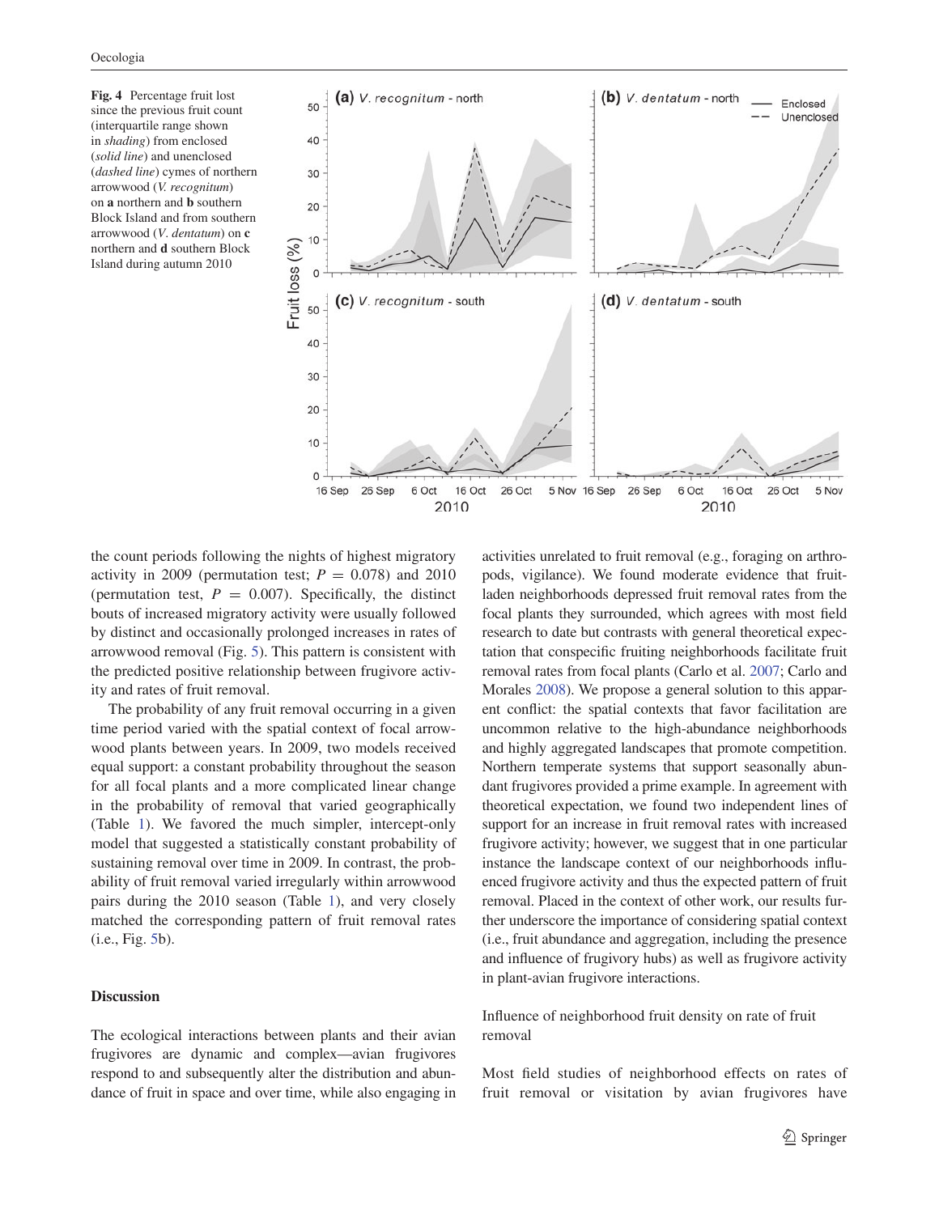**Fig. 4** Percentage fruit lost since the previous fruit count (interquartile range shown in *shading*) from enclosed (*solid line*) and unenclosed (*dashed line*) cymes of northern arrowwood (*V. recognitum*) on **a** northern and **b** southern Block Island and from southern arrowwood (*V. dentatum*) on **c** northern and **d** southern Block Island during autumn 2010

the count periods following the nights of highest migratory activity in 2009 (permutation test; $P = 0.078$) and 2010 (permutation test, $P = 0.007$). Specifically, the distinct bouts of increased migratory activity were usually followed by distinct and occasionally prolonged increases in rates of arrowwood removal (Fig. 5). This pattern is consistent with the predicted positive relationship between frugivore activity and rates of fruit removal.

The probability of any fruit removal occurring in a given time period varied with the spatial context of focal arrowwood plants between years. In 2009, two models received equal support: a constant probability throughout the season for all focal plants and a more complicated linear change in the probability of removal that varied geographically (Table 1). We favored the much simpler, intercept-only model that suggested a statistically constant probability of sustaining removal over time in 2009. In contrast, the probability of fruit removal varied irregularly within arrowwood pairs during the 2010 season (Table 1), and very closely matched the corresponding pattern of fruit removal rates (i.e., Fig. 5b).

## Discussion

The ecological interactions between plants and their avian frugivores are dynamic and complex—avian frugivores respond to and subsequently alter the distribution and abundance of fruit in space and over time, while also engaging in activities unrelated to fruit removal (e.g., foraging on arthropods, vigilance). We found moderate evidence that fruit-laden neighborhoods depressed fruit removal rates from the focal plants they surrounded, which agrees with most field research to date but contrasts with general theoretical expectation that conspecific fruiting neighborhoods facilitate fruit removal rates from focal plants (Carlo et al. 2007; Carlo and Morales 2008). We propose a general solution to this apparent conflict: the spatial contexts that favor facilitation are uncommon relative to the high-abundance neighborhoods and highly aggregated landscapes that promote competition. Northern temperate systems that support seasonally abundant frugivores provided a prime example. In agreement with theoretical expectation, we found two independent lines of support for an increase in fruit removal rates with increased frugivore activity; however, we suggest that in one particular instance the landscape context of our neighborhoods influenced frugivore activity and thus the expected pattern of fruit removal. Placed in the context of other work, our results further underscore the importance of considering spatial context (i.e., fruit abundance and aggregation, including the presence and influence of frugivory hubs) as well as frugivore activity in plant-avian frugivore interactions.

### Influence of neighborhood fruit density on rate of fruit removal

Most field studies of neighborhood effects on rates of fruit removal or visitation by avian frugivores have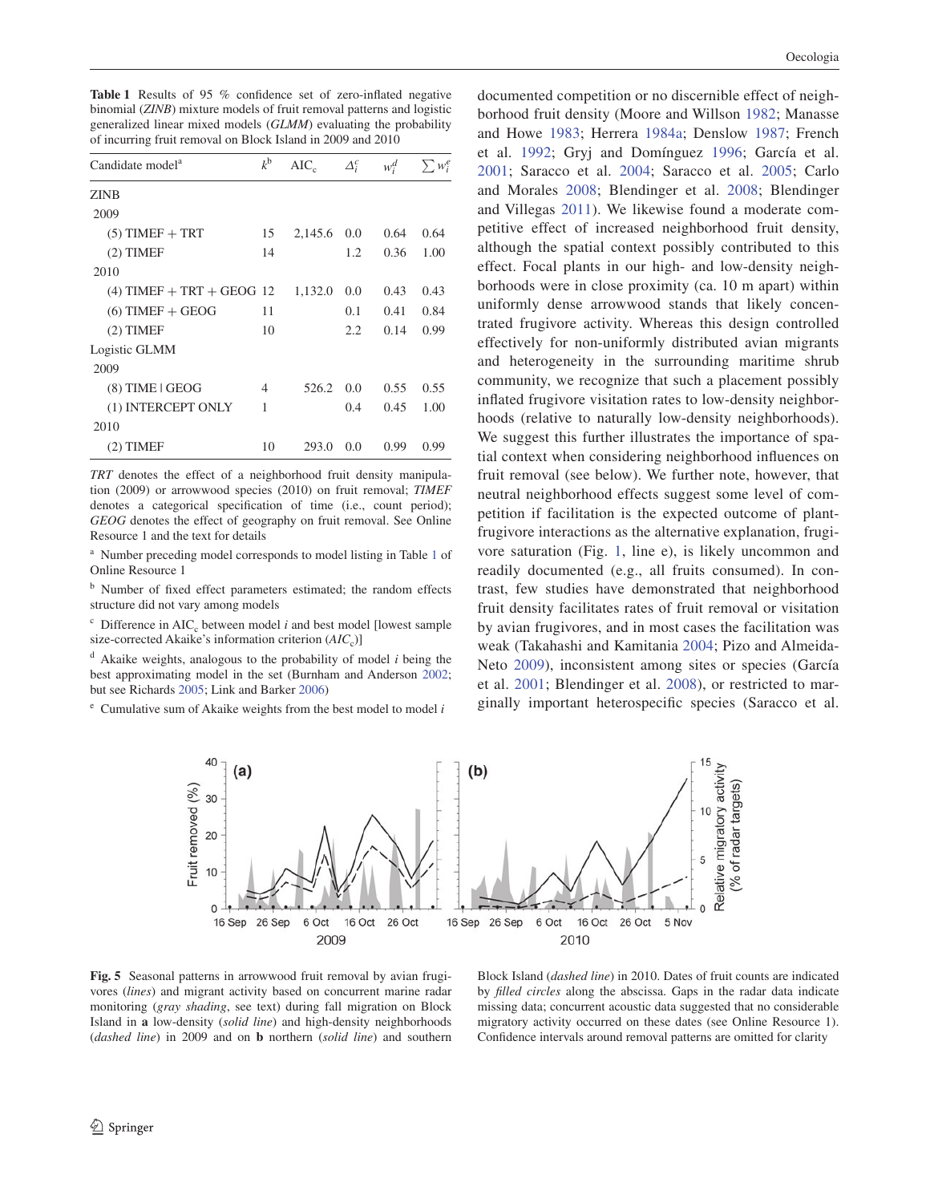**Table 1** Results of 95 % confidence set of zero-inflated negative binomial (*ZINB*) mixture models of fruit removal patterns and logistic generalized linear mixed models (*GLMM*) evaluating the probability of incurring fruit removal on Block Island in 2009 and 2010

| Candidate model[a] | $k$[b] | $AIC_c$ | $\Delta_i^c$ | $w_i^d$ | $\sum w_i^e$ |
|---|---|---|---|---|---|
| ZINB | | | | | |
| 2009 | | | | | |
| (5) TIMEF + TRT | 15 | 2,145.6 | 0.0 | 0.64 | 0.64 |
| (2) TIMEF | 14 | | 1.2 | 0.36 | 1.00 |
| 2010 | | | | | |
| (4) TIMEF + TRT + GEOG | 12 | 1,132.0 | 0.0 | 0.43 | 0.43 |
| (6) TIMEF + GEOG | 11 | | 0.1 | 0.41 | 0.84 |
| (2) TIMEF | 10 | | 2.2 | 0.14 | 0.99 |
| Logistic GLMM | | | | | |
| 2009 | | | | | |
| (8) TIME \| GEOG | 4 | 526.2 | 0.0 | 0.55 | 0.55 |
| (1) INTERCEPT ONLY | 1 | | 0.4 | 0.45 | 1.00 |
| 2010 | | | | | |
| (2) TIMEF | 10 | 293.0 | 0.0 | 0.99 | 0.99 |

*TRT* denotes the effect of a neighborhood fruit density manipulation (2009) or arrowwood species (2010) on fruit removal; *TIMEF* denotes a categorical specification of time (i.e., count period); *GEOG* denotes the effect of geography on fruit removal. See Online Resource 1 and the text for details

[a] Number preceding model corresponds to model listing in Table 1 of Online Resource 1

[b] Number of fixed effect parameters estimated; the random effects structure did not vary among models

[c] Difference in $AIC_c$ between model $i$ and best model [lowest sample size-corrected Akaike's information criterion ($AIC_c$)]

[d] Akaike weights, analogous to the probability of model $i$ being the best approximating model in the set (Burnham and Anderson 2002; but see Richards 2005; Link and Barker 2006)

[e] Cumulative sum of Akaike weights from the best model to model $i$

documented competition or no discernible effect of neighborhood fruit density (Moore and Willson 1982; Manasse and Howe 1983; Herrera 1984a; Denslow 1987; French et al. 1992; Gryj and Domínguez 1996; García et al. 2001; Saracco et al. 2004; Saracco et al. 2005; Carlo and Morales 2008; Blendinger et al. 2008; Blendinger and Villegas 2011). We likewise found a moderate competitive effect of increased neighborhood fruit density, although the spatial context possibly contributed to this effect. Focal plants in our high- and low-density neighborhoods were in close proximity (ca. 10 m apart) within uniformly dense arrowwood stands that likely concentrated frugivore activity. Whereas this design controlled effectively for non-uniformly distributed avian migrants and heterogeneity in the surrounding maritime shrub community, we recognize that such a placement possibly inflated frugivore visitation rates to low-density neighborhoods (relative to naturally low-density neighborhoods). We suggest this further illustrates the importance of spatial context when considering neighborhood influences on fruit removal (see below). We further note, however, that neutral neighborhood effects suggest some level of competition if facilitation is the expected outcome of plant-frugivore interactions as the alternative explanation, frugivore saturation (Fig. 1, line e), is likely uncommon and readily documented (e.g., all fruits consumed). In contrast, few studies have demonstrated that neighborhood fruit density facilitates rates of fruit removal or visitation by avian frugivores, and in most cases the facilitation was weak (Takahashi and Kamitania 2004; Pizo and Almeida-Neto 2009), inconsistent among sites or species (García et al. 2001; Blendinger et al. 2008), or restricted to marginally important heterospecific species (Saracco et al.

**Fig. 5** Seasonal patterns in arrowwood fruit removal by avian frugivores (*lines*) and migrant activity based on concurrent marine radar monitoring (*gray shading*, see text) during fall migration on Block Island in **a** low-density (*solid line*) and high-density neighborhoods (*dashed line*) in 2009 and on **b** northern (*solid line*) and southern Block Island (*dashed line*) in 2010. Dates of fruit counts are indicated by *filled circles* along the abscissa. Gaps in the radar data indicate missing data; concurrent acoustic data suggested that no considerable migratory activity occurred on these dates (see Online Resource 1). Confidence intervals around removal patterns are omitted for clarity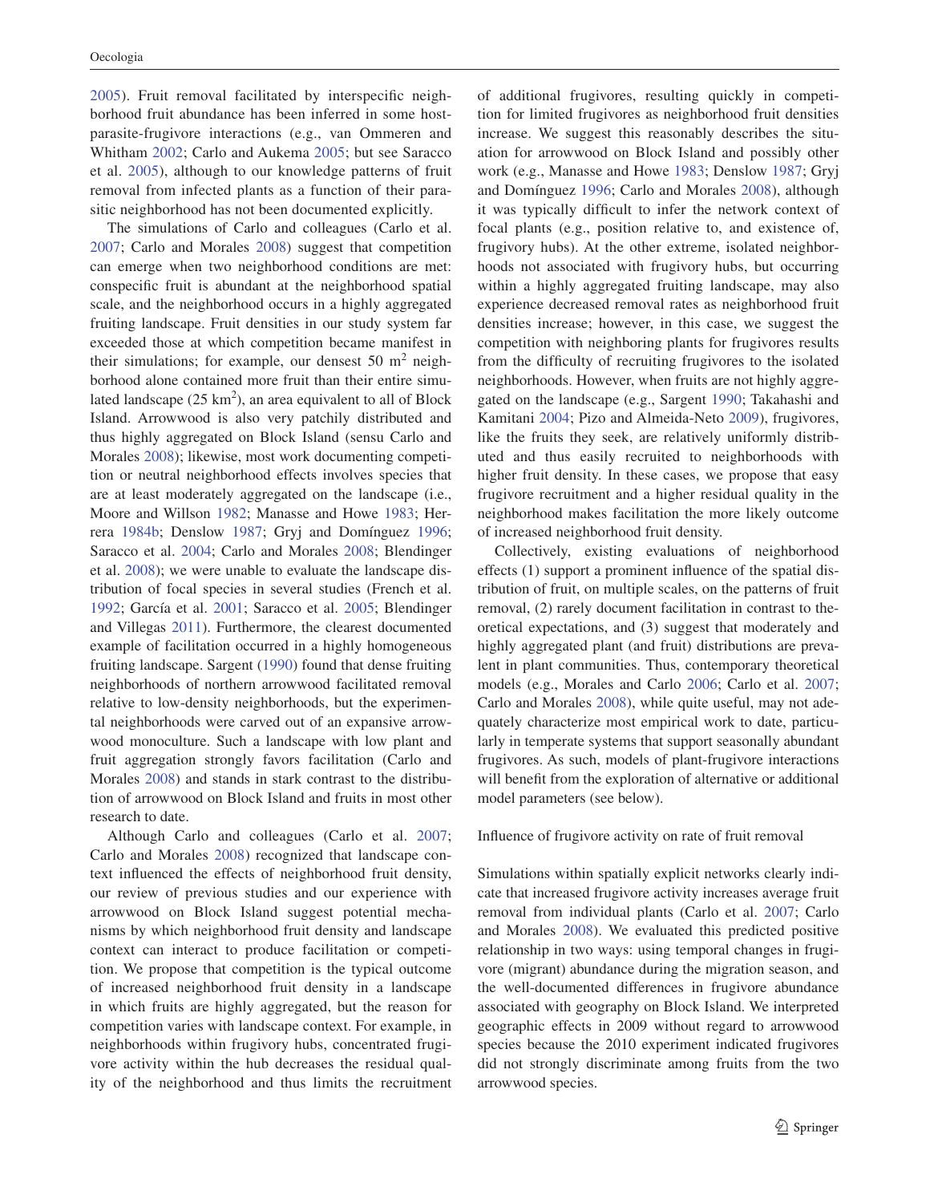2005). Fruit removal facilitated by interspecific neighborhood fruit abundance has been inferred in some host-parasite-frugivore interactions (e.g., van Ommeren and Whitham 2002; Carlo and Aukema 2005; but see Saracco et al. 2005), although to our knowledge patterns of fruit removal from infected plants as a function of their parasitic neighborhood has not been documented explicitly.

The simulations of Carlo and colleagues (Carlo et al. 2007; Carlo and Morales 2008) suggest that competition can emerge when two neighborhood conditions are met: conspecific fruit is abundant at the neighborhood spatial scale, and the neighborhood occurs in a highly aggregated fruiting landscape. Fruit densities in our study system far exceeded those at which competition became manifest in their simulations; for example, our densest 50 m$^2$ neighborhood alone contained more fruit than their entire simulated landscape (25 km$^2$), an area equivalent to all of Block Island. Arrowwood is also very patchily distributed and thus highly aggregated on Block Island (sensu Carlo and Morales 2008); likewise, most work documenting competition or neutral neighborhood effects involves species that are at least moderately aggregated on the landscape (i.e., Moore and Willson 1982; Manasse and Howe 1983; Herrera 1984b; Denslow 1987; Gryj and Domínguez 1996; Saracco et al. 2004; Carlo and Morales 2008; Blendinger et al. 2008); we were unable to evaluate the landscape distribution of focal species in several studies (French et al. 1992; García et al. 2001; Saracco et al. 2005; Blendinger and Villegas 2011). Furthermore, the clearest documented example of facilitation occurred in a highly homogeneous fruiting landscape. Sargent (1990) found that dense fruiting neighborhoods of northern arrowwood facilitated removal relative to low-density neighborhoods, but the experimental neighborhoods were carved out of an expansive arrowwood monoculture. Such a landscape with low plant and fruit aggregation strongly favors facilitation (Carlo and Morales 2008) and stands in stark contrast to the distribution of arrowwood on Block Island and fruits in most other research to date.

Although Carlo and colleagues (Carlo et al. 2007; Carlo and Morales 2008) recognized that landscape context influenced the effects of neighborhood fruit density, our review of previous studies and our experience with arrowwood on Block Island suggest potential mechanisms by which neighborhood fruit density and landscape context can interact to produce facilitation or competition. We propose that competition is the typical outcome of increased neighborhood fruit density in a landscape in which fruits are highly aggregated, but the reason for competition varies with landscape context. For example, in neighborhoods within frugivory hubs, concentrated frugivore activity within the hub decreases the residual quality of the neighborhood and thus limits the recruitment of additional frugivores, resulting quickly in competition for limited frugivores as neighborhood fruit densities increase. We suggest this reasonably describes the situation for arrowwood on Block Island and possibly other work (e.g., Manasse and Howe 1983; Denslow 1987; Gryj and Domínguez 1996; Carlo and Morales 2008), although it was typically difficult to infer the network context of focal plants (e.g., position relative to, and existence of, frugivory hubs). At the other extreme, isolated neighborhoods not associated with frugivory hubs, but occurring within a highly aggregated fruiting landscape, may also experience decreased removal rates as neighborhood fruit densities increase; however, in this case, we suggest the competition with neighboring plants for frugivores results from the difficulty of recruiting frugivores to the isolated neighborhoods. However, when fruits are not highly aggregated on the landscape (e.g., Sargent 1990; Takahashi and Kamitani 2004; Pizo and Almeida-Neto 2009), frugivores, like the fruits they seek, are relatively uniformly distributed and thus easily recruited to neighborhoods with higher fruit density. In these cases, we propose that easy frugivore recruitment and a higher residual quality in the neighborhood makes facilitation the more likely outcome of increased neighborhood fruit density.

Collectively, existing evaluations of neighborhood effects (1) support a prominent influence of the spatial distribution of fruit, on multiple scales, on the patterns of fruit removal, (2) rarely document facilitation in contrast to theoretical expectations, and (3) suggest that moderately and highly aggregated plant (and fruit) distributions are prevalent in plant communities. Thus, contemporary theoretical models (e.g., Morales and Carlo 2006; Carlo et al. 2007; Carlo and Morales 2008), while quite useful, may not adequately characterize most empirical work to date, particularly in temperate systems that support seasonally abundant frugivores. As such, models of plant-frugivore interactions will benefit from the exploration of alternative or additional model parameters (see below).

## Influence of frugivore activity on rate of fruit removal

Simulations within spatially explicit networks clearly indicate that increased frugivore activity increases average fruit removal from individual plants (Carlo et al. 2007; Carlo and Morales 2008). We evaluated this predicted positive relationship in two ways: using temporal changes in frugivore (migrant) abundance during the migration season, and the well-documented differences in frugivore abundance associated with geography on Block Island. We interpreted geographic effects in 2009 without regard to arrowwood species because the 2010 experiment indicated frugivores did not strongly discriminate among fruits from the two arrowwood species.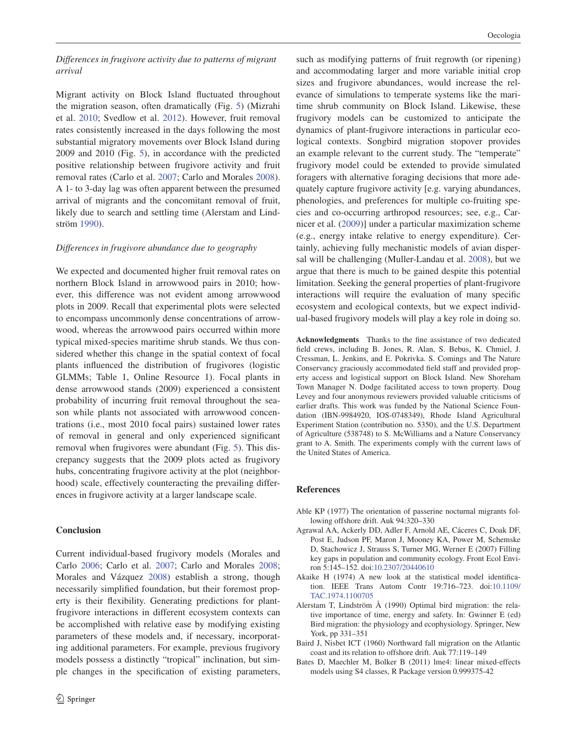*Differences in frugivore activity due to patterns of migrant arrival*

Migrant activity on Block Island fluctuated throughout the migration season, often dramatically (Fig. 5) (Mizrahi et al. 2010; Svedlow et al. 2012). However, fruit removal rates consistently increased in the days following the most substantial migratory movements over Block Island during 2009 and 2010 (Fig. 5), in accordance with the predicted positive relationship between frugivore activity and fruit removal rates (Carlo et al. 2007; Carlo and Morales 2008). A 1- to 3-day lag was often apparent between the presumed arrival of migrants and the concomitant removal of fruit, likely due to search and settling time (Alerstam and Lindström 1990).

*Differences in frugivore abundance due to geography*

We expected and documented higher fruit removal rates on northern Block Island in arrowwood pairs in 2010; however, this difference was not evident among arrowwood plots in 2009. Recall that experimental plots were selected to encompass uncommonly dense concentrations of arrowwood, whereas the arrowwood pairs occurred within more typical mixed-species maritime shrub stands. We thus considered whether this change in the spatial context of focal plants influenced the distribution of frugivores (logistic GLMMs; Table 1, Online Resource 1). Focal plants in dense arrowwood stands (2009) experienced a consistent probability of incurring fruit removal throughout the season while plants not associated with arrowwood concentrations (i.e., most 2010 focal pairs) sustained lower rates of removal in general and only experienced significant removal when frugivores were abundant (Fig. 5). This discrepancy suggests that the 2009 plots acted as frugivory hubs, concentrating frugivore activity at the plot (neighborhood) scale, effectively counteracting the prevailing differences in frugivore activity at a larger landscape scale.

## Conclusion

Current individual-based frugivory models (Morales and Carlo 2006; Carlo et al. 2007; Carlo and Morales 2008; Morales and Vázquez 2008) establish a strong, though necessarily simplified foundation, but their foremost property is their flexibility. Generating predictions for plant-frugivore interactions in different ecosystem contexts can be accomplished with relative ease by modifying existing parameters of these models and, if necessary, incorporating additional parameters. For example, previous frugivory models possess a distinctly "tropical" inclination, but simple changes in the specification of existing parameters, such as modifying patterns of fruit regrowth (or ripening) and accommodating larger and more variable initial crop sizes and frugivore abundances, would increase the relevance of simulations to temperate systems like the maritime shrub community on Block Island. Likewise, these frugivory models can be customized to anticipate the dynamics of plant-frugivore interactions in particular ecological contexts. Songbird migration stopover provides an example relevant to the current study. The "temperate" frugivory model could be extended to provide simulated foragers with alternative foraging decisions that more adequately capture frugivore activity [e.g. varying abundances, phenologies, and preferences for multiple co-fruiting species and co-occurring arthropod resources; see, e.g., Carnicer et al. (2009)] under a particular maximization scheme (e.g., energy intake relative to energy expenditure). Certainly, achieving fully mechanistic models of avian dispersal will be challenging (Muller-Landau et al. 2008), but we argue that there is much to be gained despite this potential limitation. Seeking the general properties of plant-frugivore interactions will require the evaluation of many specific ecosystem and ecological contexts, but we expect individual-based frugivory models will play a key role in doing so.

**Acknowledgments** Thanks to the fine assistance of two dedicated field crews, including B. Jones, R. Alan, S. Bebus, K. Chmiel, J. Cressman, L. Jenkins, and E. Pokrivka. S. Comings and The Nature Conservancy graciously accommodated field staff and provided property access and logistical support on Block Island. New Shoreham Town Manager N. Dodge facilitated access to town property. Doug Levey and four anonymous reviewers provided valuable criticisms of earlier drafts. This work was funded by the National Science Foundation (IBN-9984920, IOS-0748349), Rhode Island Agricultural Experiment Station (contribution no. 5350), and the U.S. Department of Agriculture (538748) to S. McWilliams and a Nature Conservancy grant to A. Smith. The experiments comply with the current laws of the United States of America.

## References

- Able KP (1977) The orientation of passerine nocturnal migrants following offshore drift. Auk 94:320–330
- Agrawal AA, Ackerly DD, Adler F, Arnold AE, Cáceres C, Doak DF, Post E, Judson PF, Maron J, Mooney KA, Power M, Schemske D, Stachowicz J, Strauss S, Turner MG, Werner E (2007) Filling key gaps in population and community ecology. Front Ecol Environ 5:145–152. doi:10.2307/20440610
- Akaike H (1974) A new look at the statistical model identification. IEEE Trans Autom Contr 19:716–723. doi:10.1109/TAC.1974.1100705
- Alerstam T, Lindström Å (1990) Optimal bird migration: the relative importance of time, energy and safety. In: Gwinner E (ed) Bird migration: the physiology and ecophysiology. Springer, New York, pp 331–351
- Baird J, Nisbet ICT (1960) Northward fall migration on the Atlantic coast and its relation to offshore drift. Auk 77:119–149
- Bates D, Maechler M, Bolker B (2011) lme4: linear mixed-effects models using S4 classes, R Package version 0.999375-42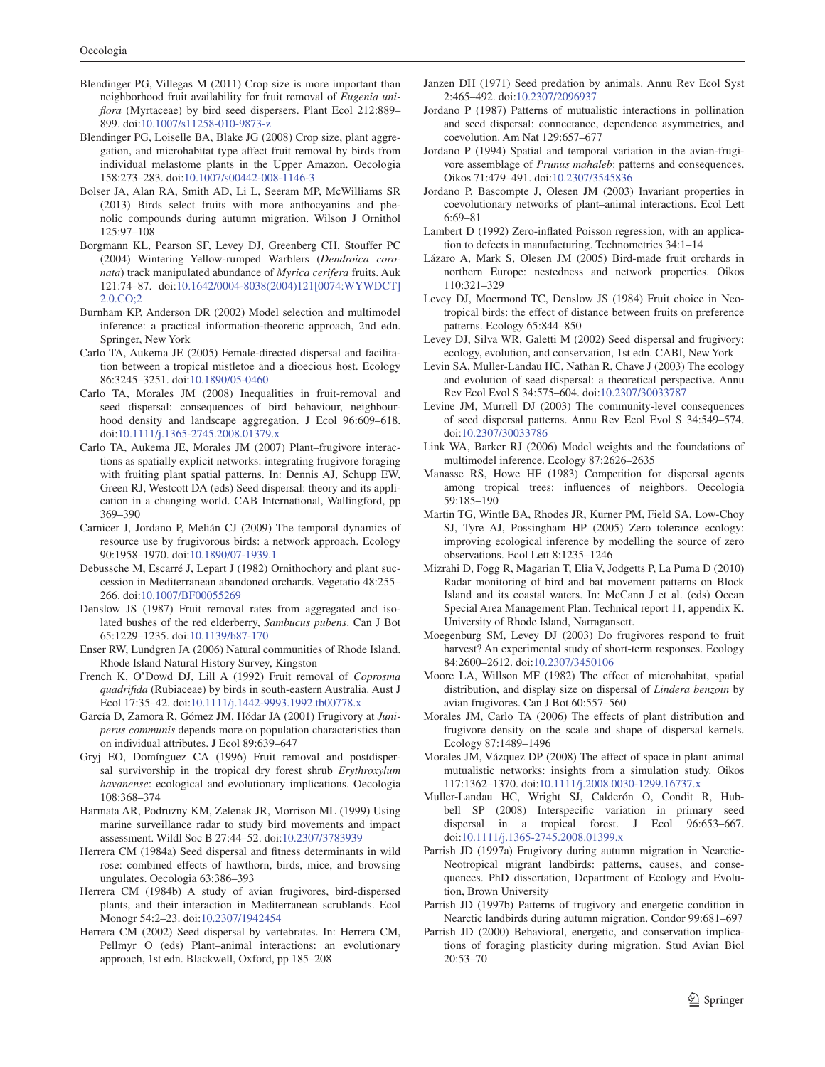Blendinger PG, Villegas M (2011) Crop size is more important than neighborhood fruit availability for fruit removal of *Eugenia uniflora* (Myrtaceae) by bird seed dispersers. Plant Ecol 212:889–899. doi:10.1007/s11258-010-9873-z

Blendinger PG, Loiselle BA, Blake JG (2008) Crop size, plant aggregation, and microhabitat type affect fruit removal by birds from individual melastome plants in the Upper Amazon. Oecologia 158:273–283. doi:10.1007/s00442-008-1146-3

Bolser JA, Alan RA, Smith AD, Li L, Seeram MP, McWilliams SR (2013) Birds select fruits with more anthocyanins and phenolic compounds during autumn migration. Wilson J Ornithol 125:97–108

Borgmann KL, Pearson SF, Levey DJ, Greenberg CH, Stouffer PC (2004) Wintering Yellow-rumped Warblers (*Dendroica coronata*) track manipulated abundance of *Myrica cerifera* fruits. Auk 121:74–87. doi:10.1642/0004-8038(2004)121[0074:WYWDCT]2.0.CO;2

Burnham KP, Anderson DR (2002) Model selection and multimodel inference: a practical information-theoretic approach, 2nd edn. Springer, New York

Carlo TA, Aukema JE (2005) Female-directed dispersal and facilitation between a tropical mistletoe and a dioecious host. Ecology 86:3245–3251. doi:10.1890/05-0460

Carlo TA, Morales JM (2008) Inequalities in fruit-removal and seed dispersal: consequences of bird behaviour, neighbourhood density and landscape aggregation. J Ecol 96:609–618. doi:10.1111/j.1365-2745.2008.01379.x

Carlo TA, Aukema JE, Morales JM (2007) Plant–frugivore interactions as spatially explicit networks: integrating frugivore foraging with fruiting plant spatial patterns. In: Dennis AJ, Schupp EW, Green RJ, Westcott DA (eds) Seed dispersal: theory and its application in a changing world. CAB International, Wallingford, pp 369–390

Carnicer J, Jordano P, Melián CJ (2009) The temporal dynamics of resource use by frugivorous birds: a network approach. Ecology 90:1958–1970. doi:10.1890/07-1939.1

Debussche M, Escarré J, Lepart J (1982) Ornithochory and plant succession in Mediterranean abandoned orchards. Vegetatio 48:255–266. doi:10.1007/BF00055269

Denslow JS (1987) Fruit removal rates from aggregated and isolated bushes of the red elderberry, *Sambucus pubens*. Can J Bot 65:1229–1235. doi:10.1139/b87-170

Enser RW, Lundgren JA (2006) Natural communities of Rhode Island. Rhode Island Natural History Survey, Kingston

French K, O'Dowd DJ, Lill A (1992) Fruit removal of *Coprosma quadrifida* (Rubiaceae) by birds in south-eastern Australia. Aust J Ecol 17:35–42. doi:10.1111/j.1442-9993.1992.tb00778.x

García D, Zamora R, Gómez JM, Hódar JA (2001) Frugivory at *Juniperus communis* depends more on population characteristics than on individual attributes. J Ecol 89:639–647

Gryj EO, Domínguez CA (1996) Fruit removal and postdispersal survivorship in the tropical dry forest shrub *Erythroxylum havanense*: ecological and evolutionary implications. Oecologia 108:368–374

Harmata AR, Podruzny KM, Zelenak JR, Morrison ML (1999) Using marine surveillance radar to study bird movements and impact assessment. Wildl Soc B 27:44–52. doi:10.2307/3783939

Herrera CM (1984a) Seed dispersal and fitness determinants in wild rose: combined effects of hawthorn, birds, mice, and browsing ungulates. Oecologia 63:386–393

Herrera CM (1984b) A study of avian frugivores, bird-dispersed plants, and their interaction in Mediterranean scrublands. Ecol Monogr 54:2–23. doi:10.2307/1942454

Herrera CM (2002) Seed dispersal by vertebrates. In: Herrera CM, Pellmyr O (eds) Plant–animal interactions: an evolutionary approach, 1st edn. Blackwell, Oxford, pp 185–208

Janzen DH (1971) Seed predation by animals. Annu Rev Ecol Syst 2:465–492. doi:10.2307/2096937

Jordano P (1987) Patterns of mutualistic interactions in pollination and seed dispersal: connectance, dependence asymmetries, and coevolution. Am Nat 129:657–677

Jordano P (1994) Spatial and temporal variation in the avian-frugivore assemblage of *Prunus mahaleb*: patterns and consequences. Oikos 71:479–491. doi:10.2307/3545836

Jordano P, Bascompte J, Olesen JM (2003) Invariant properties in coevolutionary networks of plant–animal interactions. Ecol Lett 6:69–81

Lambert D (1992) Zero-inflated Poisson regression, with an application to defects in manufacturing. Technometrics 34:1–14

Lázaro A, Mark S, Olesen JM (2005) Bird-made fruit orchards in northern Europe: nestedness and network properties. Oikos 110:321–329

Levey DJ, Moermond TC, Denslow JS (1984) Fruit choice in Neotropical birds: the effect of distance between fruits on preference patterns. Ecology 65:844–850

Levey DJ, Silva WR, Galetti M (2002) Seed dispersal and frugivory: ecology, evolution, and conservation, 1st edn. CABI, New York

Levin SA, Muller-Landau HC, Nathan R, Chave J (2003) The ecology and evolution of seed dispersal: a theoretical perspective. Annu Rev Ecol Evol S 34:575–604. doi:10.2307/30033787

Levine JM, Murrell DJ (2003) The community-level consequences of seed dispersal patterns. Annu Rev Ecol Evol S 34:549–574. doi:10.2307/30033786

Link WA, Barker RJ (2006) Model weights and the foundations of multimodel inference. Ecology 87:2626–2635

Manasse RS, Howe HF (1983) Competition for dispersal agents among tropical trees: influences of neighbors. Oecologia 59:185–190

Martin TG, Wintle BA, Rhodes JR, Kurner PM, Field SA, Low-Choy SJ, Tyre AJ, Possingham HP (2005) Zero tolerance ecology: improving ecological inference by modelling the source of zero observations. Ecol Lett 8:1235–1246

Mizrahi D, Fogg R, Magarian T, Elia V, Jodgetts P, La Puma D (2010) Radar monitoring of bird and bat movement patterns on Block Island and its coastal waters. In: McCann J et al. (eds) Ocean Special Area Management Plan. Technical report 11, appendix K. University of Rhode Island, Narragansett.

Moegenburg SM, Levey DJ (2003) Do frugivores respond to fruit harvest? An experimental study of short-term responses. Ecology 84:2600–2612. doi:10.2307/3450106

Moore LA, Willson MF (1982) The effect of microhabitat, spatial distribution, and display size on dispersal of *Lindera benzoin* by avian frugivores. Can J Bot 60:557–560

Morales JM, Carlo TA (2006) The effects of plant distribution and frugivore density on the scale and shape of dispersal kernels. Ecology 87:1489–1496

Morales JM, Vázquez DP (2008) The effect of space in plant–animal mutualistic networks: insights from a simulation study. Oikos 117:1362–1370. doi:10.1111/j.2008.0030-1299.16737.x

Muller-Landau HC, Wright SJ, Calderón O, Condit R, Hubbell SP (2008) Interspecific variation in primary seed dispersal in a tropical forest. J Ecol 96:653–667. doi:10.1111/j.1365-2745.2008.01399.x

Parrish JD (1997a) Frugivory during autumn migration in Nearctic-Neotropical migrant landbirds: patterns, causes, and consequences. PhD dissertation, Department of Ecology and Evolution, Brown University

Parrish JD (1997b) Patterns of frugivory and energetic condition in Nearctic landbirds during autumn migration. Condor 99:681–697

Parrish JD (2000) Behavioral, energetic, and conservation implications of foraging plasticity during migration. Stud Avian Biol 20:53–70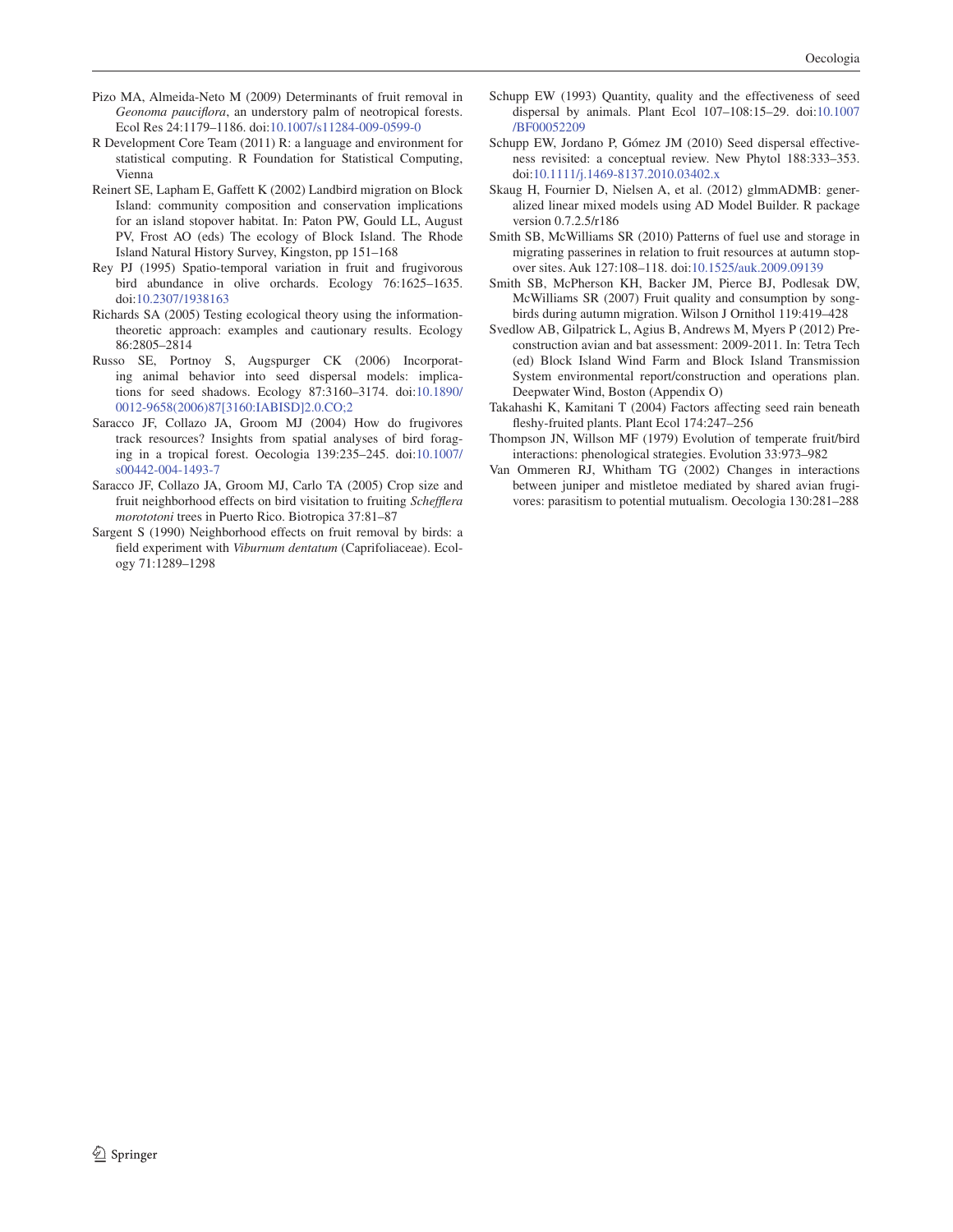Pizo MA, Almeida-Neto M (2009) Determinants of fruit removal in *Geonoma pauciflora*, an understory palm of neotropical forests. Ecol Res 24:1179–1186. doi:10.1007/s11284-009-0599-0

R Development Core Team (2011) R: a language and environment for statistical computing. R Foundation for Statistical Computing, Vienna

Reinert SE, Lapham E, Gaffett K (2002) Landbird migration on Block Island: community composition and conservation implications for an island stopover habitat. In: Paton PW, Gould LL, August PV, Frost AO (eds) The ecology of Block Island. The Rhode Island Natural History Survey, Kingston, pp 151–168

Rey PJ (1995) Spatio-temporal variation in fruit and frugivorous bird abundance in olive orchards. Ecology 76:1625–1635. doi:10.2307/1938163

Richards SA (2005) Testing ecological theory using the information-theoretic approach: examples and cautionary results. Ecology 86:2805–2814

Russo SE, Portnoy S, Augspurger CK (2006) Incorporating animal behavior into seed dispersal models: implications for seed shadows. Ecology 87:3160–3174. doi:10.1890/0012-9658(2006)87[3160:IABISD]2.0.CO;2

Saracco JF, Collazo JA, Groom MJ (2004) How do frugivores track resources? Insights from spatial analyses of bird foraging in a tropical forest. Oecologia 139:235–245. doi:10.1007/s00442-004-1493-7

Saracco JF, Collazo JA, Groom MJ, Carlo TA (2005) Crop size and fruit neighborhood effects on bird visitation to fruiting *Schefflera morototoni* trees in Puerto Rico. Biotropica 37:81–87

Sargent S (1990) Neighborhood effects on fruit removal by birds: a field experiment with *Viburnum dentatum* (Caprifoliaceae). Ecology 71:1289–1298

Schupp EW (1993) Quantity, quality and the effectiveness of seed dispersal by animals. Plant Ecol 107–108:15–29. doi:10.1007/BF00052209

Schupp EW, Jordano P, Gómez JM (2010) Seed dispersal effectiveness revisited: a conceptual review. New Phytol 188:333–353. doi:10.1111/j.1469-8137.2010.03402.x

Skaug H, Fournier D, Nielsen A, et al. (2012) glmmADMB: generalized linear mixed models using AD Model Builder. R package version 0.7.2.5/r186

Smith SB, McWilliams SR (2010) Patterns of fuel use and storage in migrating passerines in relation to fruit resources at autumn stopover sites. Auk 127:108–118. doi:10.1525/auk.2009.09139

Smith SB, McPherson KH, Backer JM, Pierce BJ, Podlesak DW, McWilliams SR (2007) Fruit quality and consumption by songbirds during autumn migration. Wilson J Ornithol 119:419–428

Svedlow AB, Gilpatrick L, Agius B, Andrews M, Myers P (2012) Pre-construction avian and bat assessment: 2009-2011. In: Tetra Tech (ed) Block Island Wind Farm and Block Island Transmission System environmental report/construction and operations plan. Deepwater Wind, Boston (Appendix O)

Takahashi K, Kamitani T (2004) Factors affecting seed rain beneath fleshy-fruited plants. Plant Ecol 174:247–256

Thompson JN, Willson MF (1979) Evolution of temperate fruit/bird interactions: phenological strategies. Evolution 33:973–982

Van Ommeren RJ, Whitham TG (2002) Changes in interactions between juniper and mistletoe mediated by shared avian frugivores: parasitism to potential mutualism. Oecologia 130:281–288